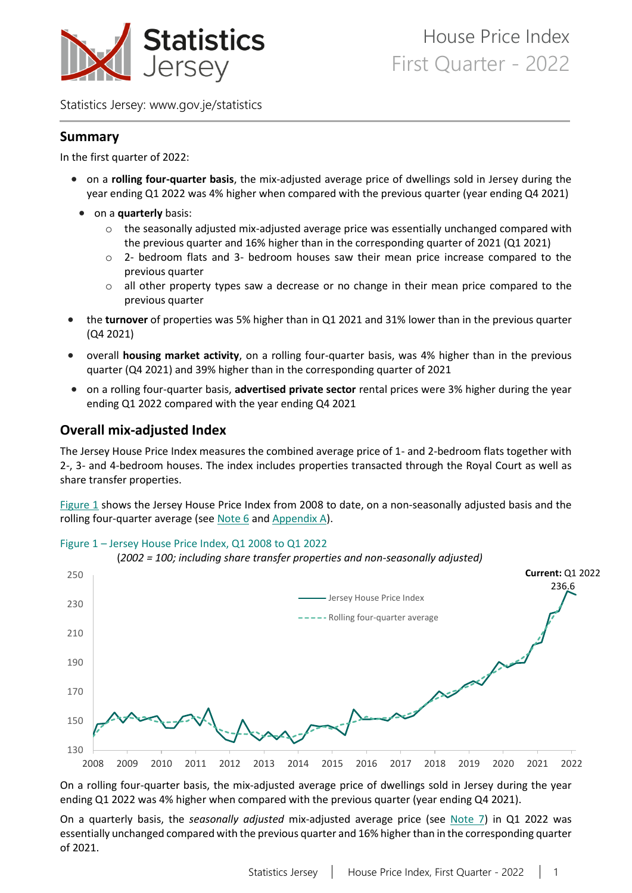# House Price Index First Quarter - 2022

Statistics Jersey: www.gov.je/statistics

## Summary

In the first quarter of 2022:

- on a **rolling four-quarter basis**, the mix-adjusted average price of dwellings sold in Jersey during the year ending Q1 2022 was 4% higher when compared with the previous quarter (year ending Q4 2021)
- on a **quarterly** basis:
  - the seasonally adjusted mix-adjusted average price was essentially unchanged compared with the previous quarter and 16% higher than in the corresponding quarter of 2021 (Q1 2021)
  - 2- bedroom flats and 3- bedroom houses saw their mean price increase compared to the previous quarter
  - all other property types saw a decrease or no change in their mean price compared to the previous quarter
- the **turnover** of properties was 5% higher than in Q1 2021 and 31% lower than in the previous quarter (Q4 2021)
- overall **housing market activity**, on a rolling four-quarter basis, was 4% higher than in the previous quarter (Q4 2021) and 39% higher than in the corresponding quarter of 2021
- on a rolling four-quarter basis, **advertised private sector** rental prices were 3% higher during the year ending Q1 2022 compared with the year ending Q4 2021

## Overall mix-adjusted Index

The Jersey House Price Index measures the combined average price of 1- and 2-bedroom flats together with 2-, 3- and 4-bedroom houses. The index includes properties transacted through the Royal Court as well as share transfer properties.

Figure 1 shows the Jersey House Price Index from 2008 to date, on a non-seasonally adjusted basis and the rolling four-quarter average (see Note 6 and Appendix A).

Figure 1 – Jersey House Price Index, Q1 2008 to Q1 2022

*(2002 = 100; including share transfer properties and non-seasonally adjusted)*

On a rolling four-quarter basis, the mix-adjusted average price of dwellings sold in Jersey during the year ending Q1 2022 was 4% higher when compared with the previous quarter (year ending Q4 2021).

On a quarterly basis, the *seasonally adjusted* mix-adjusted average price (see Note 7) in Q1 2022 was essentially unchanged compared with the previous quarter and 16% higher than in the corresponding quarter of 2021.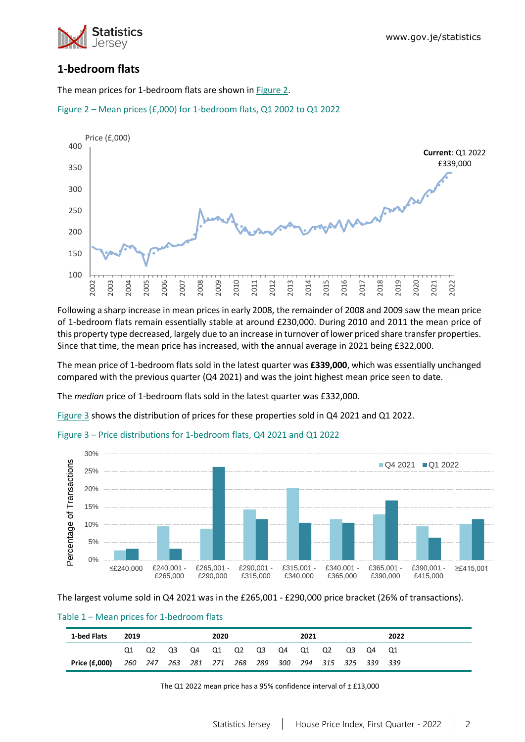## 1-bedroom flats

The mean prices for 1-bedroom flats are shown in Figure 2.

Figure 2 – Mean prices (£,000) for 1-bedroom flats, Q1 2002 to Q1 2022

Following a sharp increase in mean prices in early 2008, the remainder of 2008 and 2009 saw the mean price of 1-bedroom flats remain essentially stable at around £230,000. During 2010 and 2011 the mean price of this property type decreased, largely due to an increase in turnover of lower priced share transfer properties. Since that time, the mean price has increased, with the annual average in 2021 being £322,000.

The mean price of 1-bedroom flats sold in the latest quarter was **£339,000**, which was essentially unchanged compared with the previous quarter (Q4 2021) and was the joint highest mean price seen to date.

The *median* price of 1-bedroom flats sold in the latest quarter was £332,000.

Figure 3 shows the distribution of prices for these properties sold in Q4 2021 and Q1 2022.

Figure 3 – Price distributions for 1-bedroom flats, Q4 2021 and Q1 2022

The largest volume sold in Q4 2021 was in the £265,001 - £290,000 price bracket (26% of transactions).

Table 1 – Mean prices for 1-bedroom flats

| 1-bed Flats | 2019 | | | | 2020 | | | | 2021 | | | | 2022 |
|---|---|---|---|---|---|---|---|---|---|---|---|---|---|
| | Q1 | Q2 | Q3 | Q4 | Q1 | Q2 | Q3 | Q4 | Q1 | Q2 | Q3 | Q4 | Q1 |
| **Price (£,000)** | *260* | *247* | *263* | *281* | *271* | *268* | *289* | *300* | *294* | *315* | *325* | *339* | *339* |

The Q1 2022 mean price has a 95% confidence interval of ± £13,000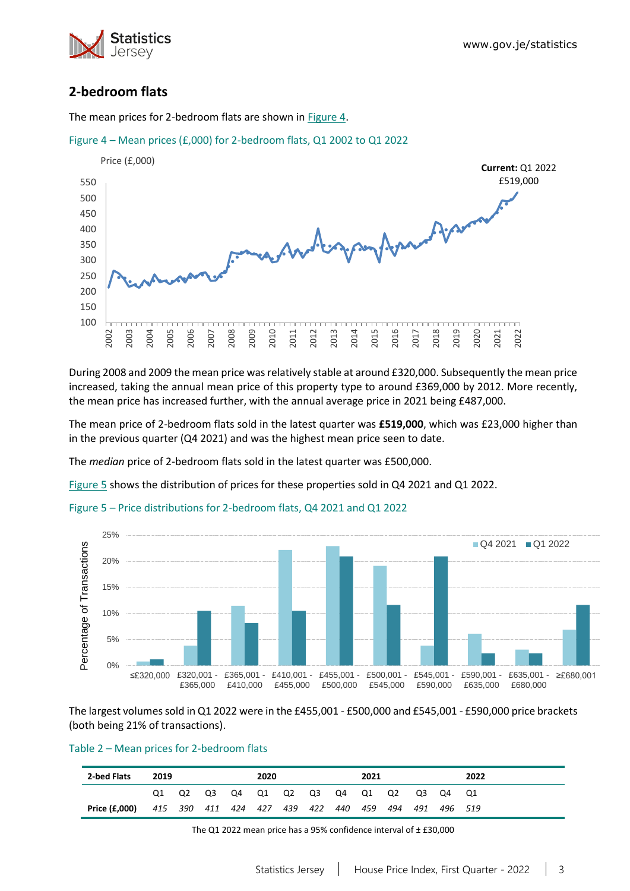## 2-bedroom flats

The mean prices for 2-bedroom flats are shown in Figure 4.

Figure 4 – Mean prices (£,000) for 2-bedroom flats, Q1 2002 to Q1 2022

During 2008 and 2009 the mean price was relatively stable at around £320,000. Subsequently the mean price increased, taking the annual mean price of this property type to around £369,000 by 2012. More recently, the mean price has increased further, with the annual average price in 2021 being £487,000.

The mean price of 2-bedroom flats sold in the latest quarter was **£519,000**, which was £23,000 higher than in the previous quarter (Q4 2021) and was the highest mean price seen to date.

The *median* price of 2-bedroom flats sold in the latest quarter was £500,000.

Figure 5 shows the distribution of prices for these properties sold in Q4 2021 and Q1 2022.

Figure 5 – Price distributions for 2-bedroom flats, Q4 2021 and Q1 2022

The largest volumes sold in Q1 2022 were in the £455,001 - £500,000 and £545,001 - £590,000 price brackets (both being 21% of transactions).

Table 2 – Mean prices for 2-bedroom flats

| 2-bed Flats | 2019 | | | | 2020 | | | | 2021 | | | | 2022 |
|---|---|---|---|---|---|---|---|---|---|---|---|---|---|
| | Q1 | Q2 | Q3 | Q4 | Q1 | Q2 | Q3 | Q4 | Q1 | Q2 | Q3 | Q4 | Q1 |
| **Price (£,000)** | *415* | *390* | *411* | *424* | *427* | *439* | *422* | *440* | *459* | *494* | *491* | *496* | *519* |

The Q1 2022 mean price has a 95% confidence interval of ± £30,000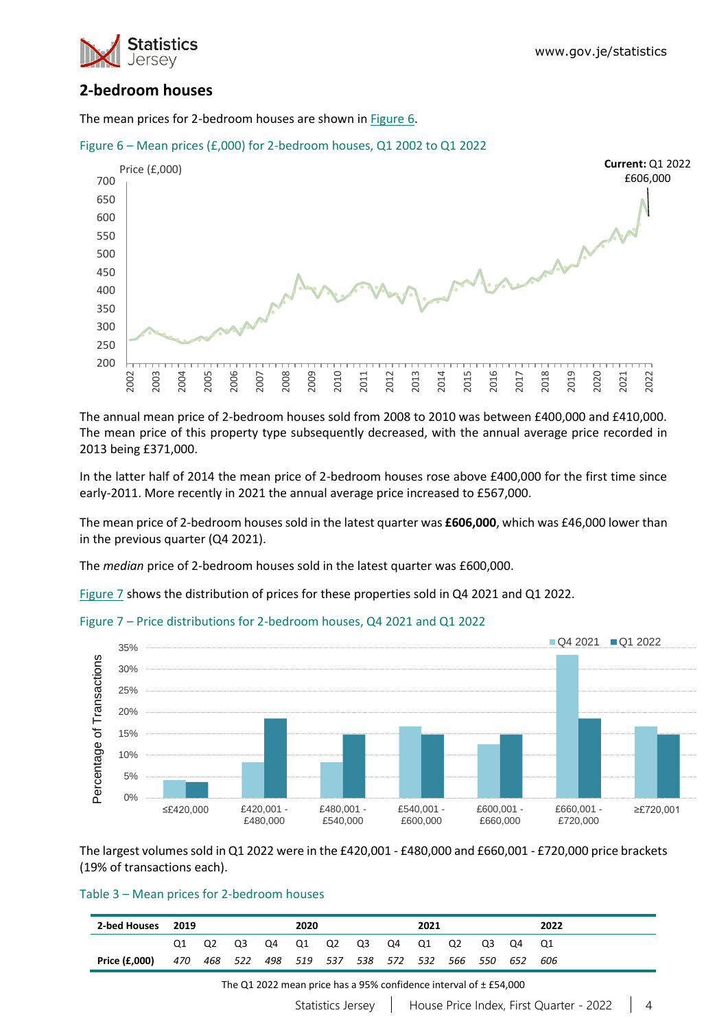## 2-bedroom houses

The mean prices for 2-bedroom houses are shown in Figure 6.

Figure 6 – Mean prices (£,000) for 2-bedroom houses, Q1 2002 to Q1 2022

The annual mean price of 2-bedroom houses sold from 2008 to 2010 was between £400,000 and £410,000. The mean price of this property type subsequently decreased, with the annual average price recorded in 2013 being £371,000.

In the latter half of 2014 the mean price of 2-bedroom houses rose above £400,000 for the first time since early-2011. More recently in 2021 the annual average price increased to £567,000.

The mean price of 2-bedroom houses sold in the latest quarter was **£606,000**, which was £46,000 lower than in the previous quarter (Q4 2021).

The *median* price of 2-bedroom houses sold in the latest quarter was £600,000.

Figure 7 shows the distribution of prices for these properties sold in Q4 2021 and Q1 2022.

Figure 7 – Price distributions for 2-bedroom houses, Q4 2021 and Q1 2022

The largest volumes sold in Q1 2022 were in the £420,001 - £480,000 and £660,001 - £720,000 price brackets (19% of transactions each).

Table 3 – Mean prices for 2-bedroom houses

| 2-bed Houses | 2019 | | | | 2020 | | | | 2021 | | | | 2022 |
|---|---|---|---|---|---|---|---|---|---|---|---|---|---|
| | Q1 | Q2 | Q3 | Q4 | Q1 | Q2 | Q3 | Q4 | Q1 | Q2 | Q3 | Q4 | Q1 |
| **Price (£,000)** | *470* | *468* | *522* | *498* | *519* | *537* | *538* | *572* | *532* | *566* | *550* | *652* | *606* |

The Q1 2022 mean price has a 95% confidence interval of ± £54,000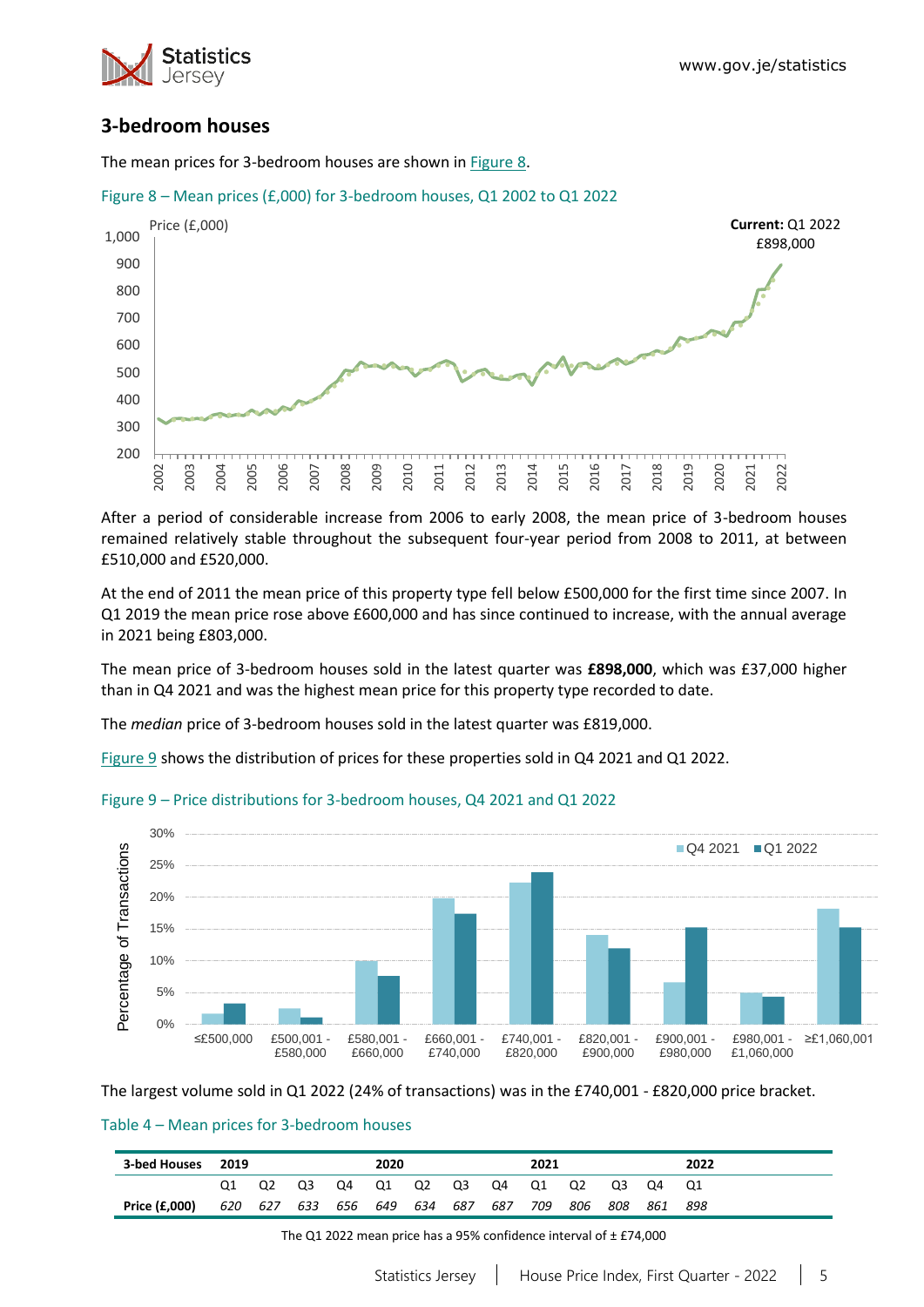## 3-bedroom houses

The mean prices for 3-bedroom houses are shown in Figure 8.

Figure 8 – Mean prices (£,000) for 3-bedroom houses, Q1 2002 to Q1 2022

After a period of considerable increase from 2006 to early 2008, the mean price of 3-bedroom houses remained relatively stable throughout the subsequent four-year period from 2008 to 2011, at between £510,000 and £520,000.

At the end of 2011 the mean price of this property type fell below £500,000 for the first time since 2007. In Q1 2019 the mean price rose above £600,000 and has since continued to increase, with the annual average in 2021 being £803,000.

The mean price of 3-bedroom houses sold in the latest quarter was **£898,000**, which was £37,000 higher than in Q4 2021 and was the highest mean price for this property type recorded to date.

The *median* price of 3-bedroom houses sold in the latest quarter was £819,000.

Figure 9 shows the distribution of prices for these properties sold in Q4 2021 and Q1 2022.

Figure 9 – Price distributions for 3-bedroom houses, Q4 2021 and Q1 2022

The largest volume sold in Q1 2022 (24% of transactions) was in the £740,001 - £820,000 price bracket.

Table 4 – Mean prices for 3-bedroom houses

| 3-bed Houses | 2019 | | | | 2020 | | | | 2021 | | | | 2022 |
|---|---|---|---|---|---|---|---|---|---|---|---|---|---|
| | Q1 | Q2 | Q3 | Q4 | Q1 | Q2 | Q3 | Q4 | Q1 | Q2 | Q3 | Q4 | Q1 |
| **Price (£,000)** | *620* | *627* | *633* | *656* | *649* | *634* | *687* | *687* | *709* | *806* | *808* | *861* | *898* |

The Q1 2022 mean price has a 95% confidence interval of ± £74,000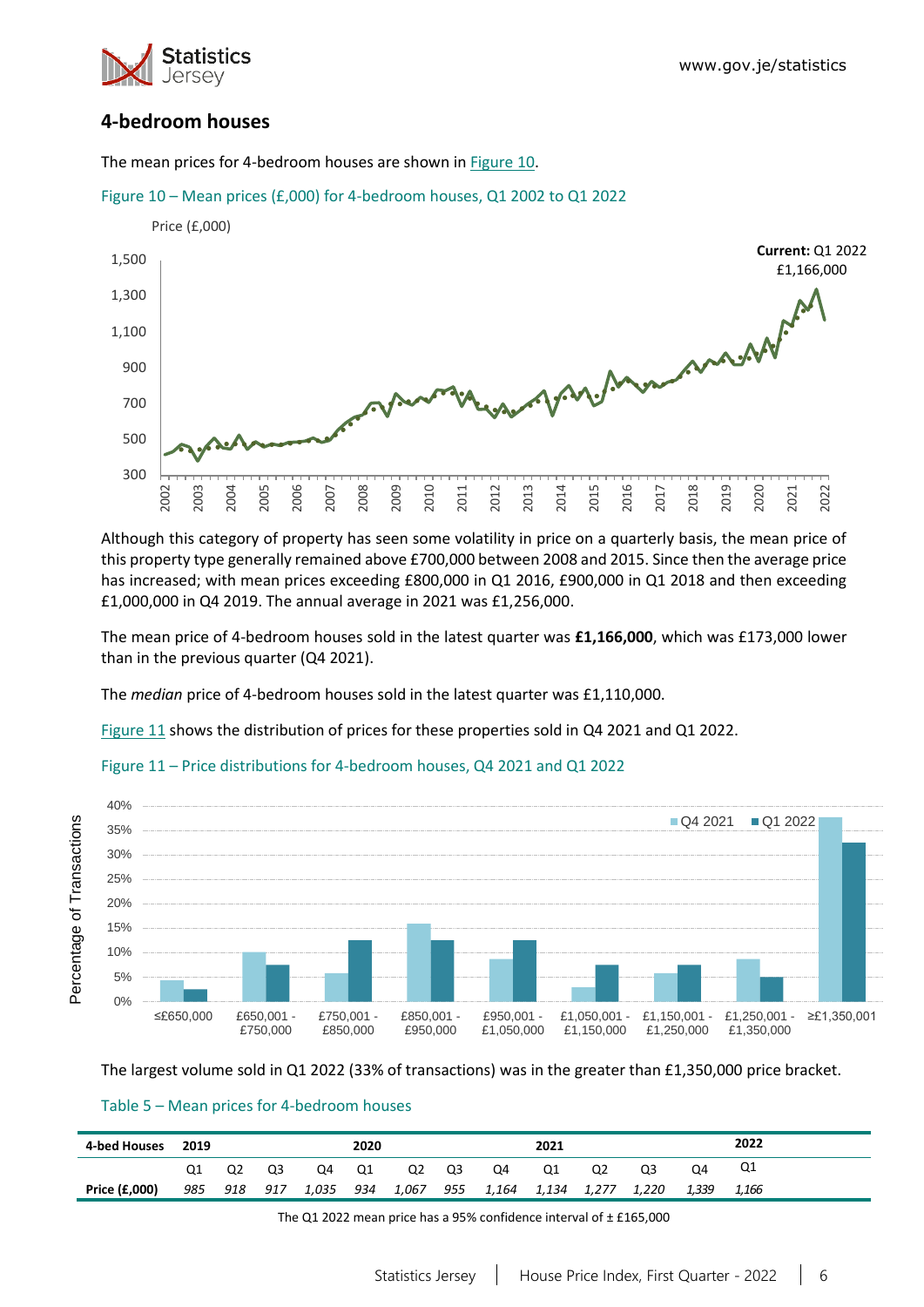## 4-bedroom houses

The mean prices for 4-bedroom houses are shown in Figure 10.

Figure 10 – Mean prices (£,000) for 4-bedroom houses, Q1 2002 to Q1 2022

Although this category of property has seen some volatility in price on a quarterly basis, the mean price of this property type generally remained above £700,000 between 2008 and 2015. Since then the average price has increased; with mean prices exceeding £800,000 in Q1 2016, £900,000 in Q1 2018 and then exceeding £1,000,000 in Q4 2019. The annual average in 2021 was £1,256,000.

The mean price of 4-bedroom houses sold in the latest quarter was **£1,166,000**, which was £173,000 lower than in the previous quarter (Q4 2021).

The *median* price of 4-bedroom houses sold in the latest quarter was £1,110,000.

Figure 11 shows the distribution of prices for these properties sold in Q4 2021 and Q1 2022.

Figure 11 – Price distributions for 4-bedroom houses, Q4 2021 and Q1 2022

The largest volume sold in Q1 2022 (33% of transactions) was in the greater than £1,350,000 price bracket.

Table 5 – Mean prices for 4-bedroom houses

| 4-bed Houses | 2019 | | | | 2020 | | | | 2021 | | | | 2022 |
|---|---|---|---|---|---|---|---|---|---|---|---|---|---|
| | Q1 | Q2 | Q3 | Q4 | Q1 | Q2 | Q3 | Q4 | Q1 | Q2 | Q3 | Q4 | Q1 |
| **Price (£,000)** | *985* | *918* | *917* | *1,035* | *934* | *1,067* | *955* | *1,164* | *1,134* | *1,277* | *1,220* | *1,339* | *1,166* |

The Q1 2022 mean price has a 95% confidence interval of ± £165,000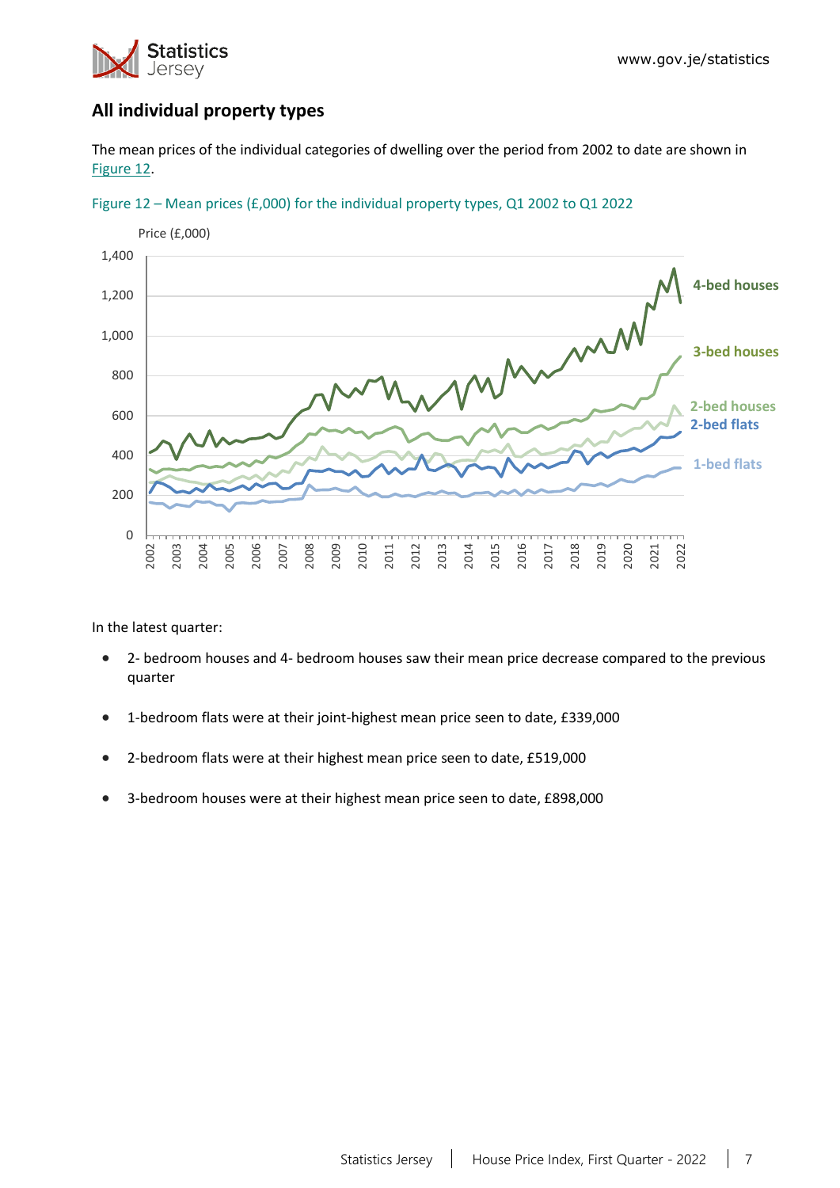## All individual property types

The mean prices of the individual categories of dwelling over the period from 2002 to date are shown in Figure 12.

Figure 12 – Mean prices (£,000) for the individual property types, Q1 2002 to Q1 2022

In the latest quarter:

- 2- bedroom houses and 4- bedroom houses saw their mean price decrease compared to the previous quarter
- 1-bedroom flats were at their joint-highest mean price seen to date, £339,000
- 2-bedroom flats were at their highest mean price seen to date, £519,000
- 3-bedroom houses were at their highest mean price seen to date, £898,000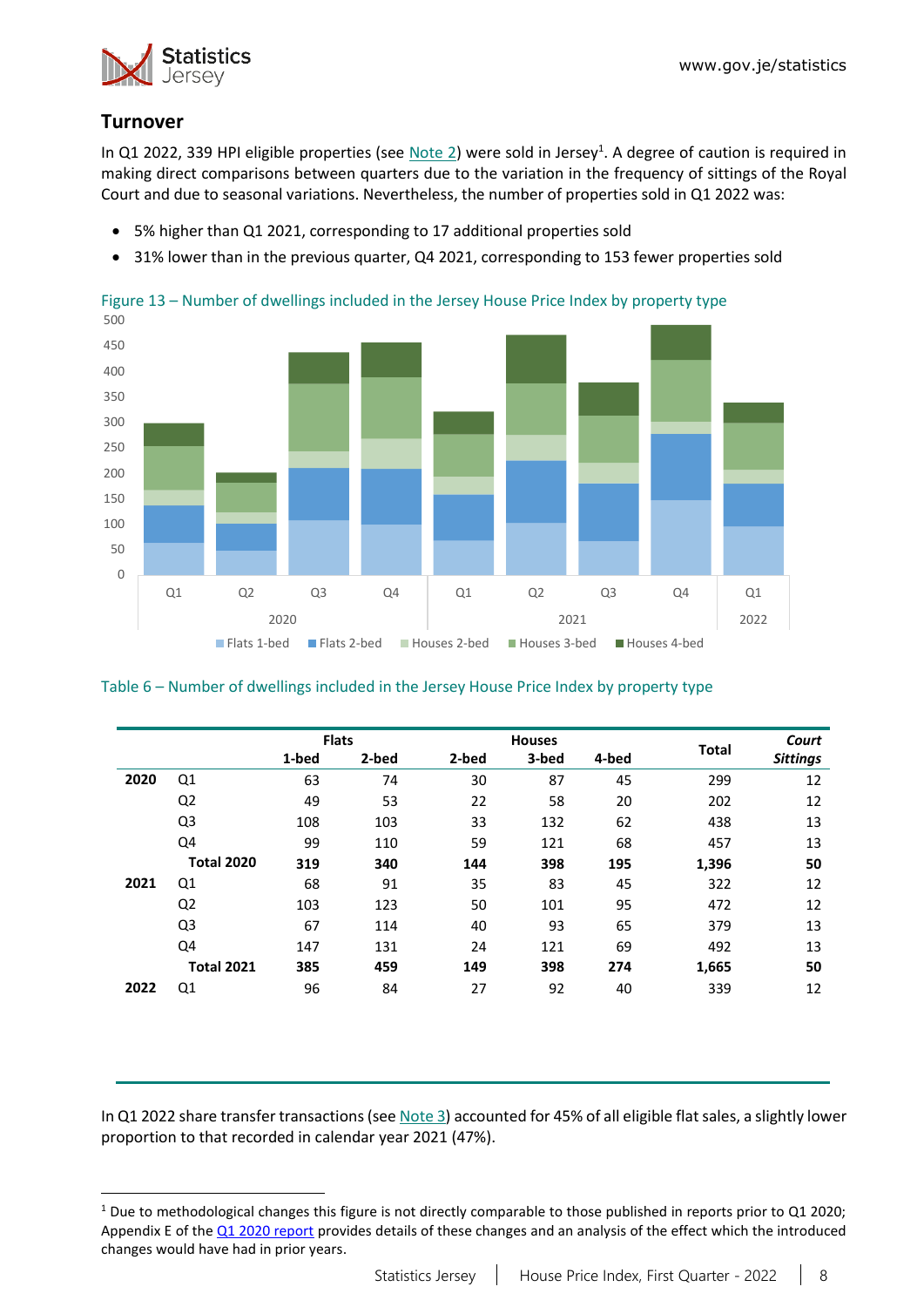## Turnover

In Q1 2022, 339 HPI eligible properties (see Note 2) were sold in Jersey[1]. A degree of caution is required in making direct comparisons between quarters due to the variation in the frequency of sittings of the Royal Court and due to seasonal variations. Nevertheless, the number of properties sold in Q1 2022 was:

- 5% higher than Q1 2021, corresponding to 17 additional properties sold
- 31% lower than in the previous quarter, Q4 2021, corresponding to 153 fewer properties sold

Figure 13 – Number of dwellings included in the Jersey House Price Index by property type

Table 6 – Number of dwellings included in the Jersey House Price Index by property type

| | | Flats | | Houses | | | Total | *Court* |
|---|---|---|---|---|---|---|---|---|
| | | 1-bed | 2-bed | 2-bed | 3-bed | 4-bed | | *Sittings* |
| **2020** | Q1 | 63 | 74 | 30 | 87 | 45 | 299 | 12 |
| | Q2 | 49 | 53 | 22 | 58 | 20 | 202 | 12 |
| | Q3 | 108 | 103 | 33 | 132 | 62 | 438 | 13 |
| | Q4 | 99 | 110 | 59 | 121 | 68 | 457 | 13 |
| | **Total 2020** | **319** | **340** | **144** | **398** | **195** | **1,396** | **50** |
| **2021** | Q1 | 68 | 91 | 35 | 83 | 45 | 322 | 12 |
| | Q2 | 103 | 123 | 50 | 101 | 95 | 472 | 12 |
| | Q3 | 67 | 114 | 40 | 93 | 65 | 379 | 13 |
| | Q4 | 147 | 131 | 24 | 121 | 69 | 492 | 13 |
| | **Total 2021** | **385** | **459** | **149** | **398** | **274** | **1,665** | **50** |
| **2022** | Q1 | 96 | 84 | 27 | 92 | 40 | 339 | 12 |

In Q1 2022 share transfer transactions (see Note 3) accounted for 45% of all eligible flat sales, a slightly lower proportion to that recorded in calendar year 2021 (47%).

[1] Due to methodological changes this figure is not directly comparable to those published in reports prior to Q1 2020; Appendix E of the Q1 2020 report provides details of these changes and an analysis of the effect which the introduced changes would have had in prior years.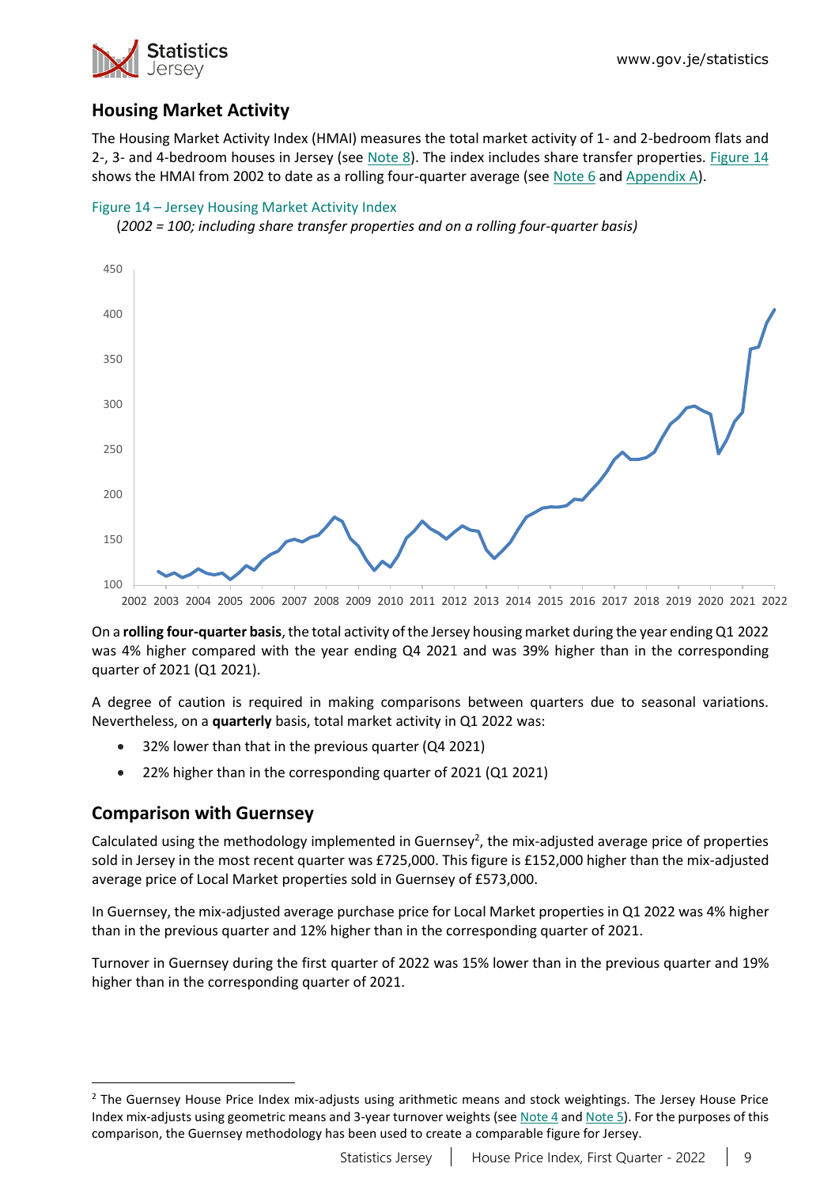## Housing Market Activity

The Housing Market Activity Index (HMAI) measures the total market activity of 1- and 2-bedroom flats and 2-, 3- and 4-bedroom houses in Jersey (see Note 8). The index includes share transfer properties. Figure 14 shows the HMAI from 2002 to date as a rolling four-quarter average (see Note 6 and Appendix A).

Figure 14 – Jersey Housing Market Activity Index

(*2002 = 100; including share transfer properties and on a rolling four-quarter basis)*

On a **rolling four-quarter basis**, the total activity of the Jersey housing market during the year ending Q1 2022 was 4% higher compared with the year ending Q4 2021 and was 39% higher than in the corresponding quarter of 2021 (Q1 2021).

A degree of caution is required in making comparisons between quarters due to seasonal variations. Nevertheless, on a **quarterly** basis, total market activity in Q1 2022 was:

- 32% lower than that in the previous quarter (Q4 2021)
- 22% higher than in the corresponding quarter of 2021 (Q1 2021)

## Comparison with Guernsey

Calculated using the methodology implemented in Guernsey[2], the mix-adjusted average price of properties sold in Jersey in the most recent quarter was £725,000. This figure is £152,000 higher than the mix-adjusted average price of Local Market properties sold in Guernsey of £573,000.

In Guernsey, the mix-adjusted average purchase price for Local Market properties in Q1 2022 was 4% higher than in the previous quarter and 12% higher than in the corresponding quarter of 2021.

Turnover in Guernsey during the first quarter of 2022 was 15% lower than in the previous quarter and 19% higher than in the corresponding quarter of 2021.

[2] The Guernsey House Price Index mix-adjusts using arithmetic means and stock weightings. The Jersey House Price Index mix-adjusts using geometric means and 3-year turnover weights (see Note 4 and Note 5). For the purposes of this comparison, the Guernsey methodology has been used to create a comparable figure for Jersey.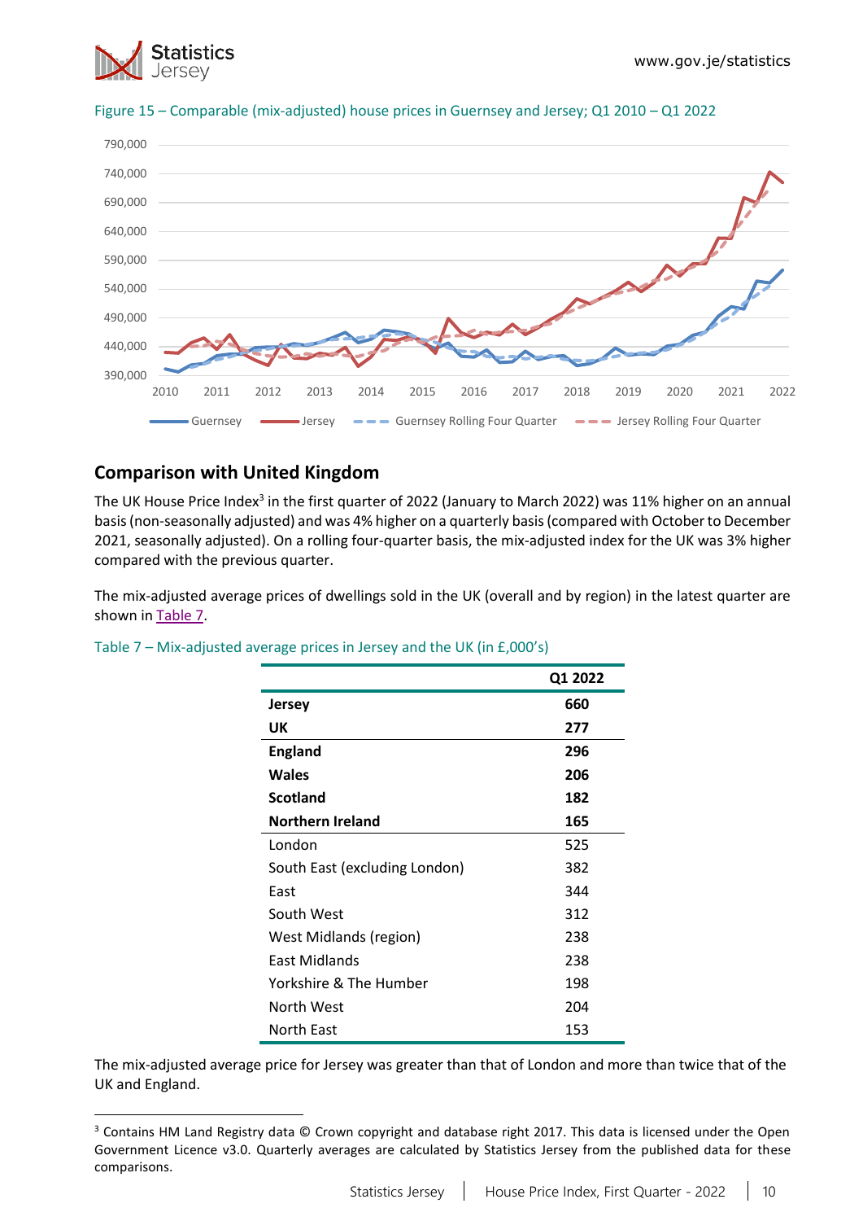Figure 15 – Comparable (mix-adjusted) house prices in Guernsey and Jersey; Q1 2010 – Q1 2022

## Comparison with United Kingdom

The UK House Price Index[3] in the first quarter of 2022 (January to March 2022) was 11% higher on an annual basis (non-seasonally adjusted) and was 4% higher on a quarterly basis (compared with October to December 2021, seasonally adjusted). On a rolling four-quarter basis, the mix-adjusted index for the UK was 3% higher compared with the previous quarter.

The mix-adjusted average prices of dwellings sold in the UK (overall and by region) in the latest quarter are shown in Table 7.

Table 7 – Mix-adjusted average prices in Jersey and the UK (in £,000's)

| | Q1 2022 |
|---|---|
| **Jersey** | **660** |
| **UK** | **277** |
| **England** | **296** |
| **Wales** | **206** |
| **Scotland** | **182** |
| **Northern Ireland** | **165** |
| London | 525 |
| South East (excluding London) | 382 |
| East | 344 |
| South West | 312 |
| West Midlands (region) | 238 |
| East Midlands | 238 |
| Yorkshire & The Humber | 198 |
| North West | 204 |
| North East | 153 |

The mix-adjusted average price for Jersey was greater than that of London and more than twice that of the UK and England.

[3] Contains HM Land Registry data © Crown copyright and database right 2017. This data is licensed under the Open Government Licence v3.0. Quarterly averages are calculated by Statistics Jersey from the published data for these comparisons.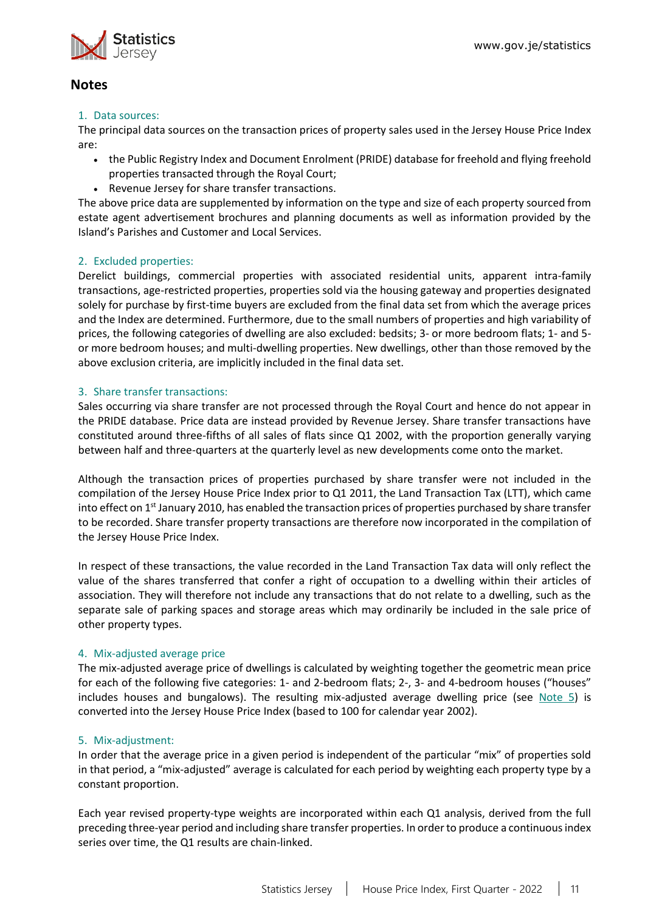## Notes

### 1. Data sources:

The principal data sources on the transaction prices of property sales used in the Jersey House Price Index are:

- the Public Registry Index and Document Enrolment (PRIDE) database for freehold and flying freehold properties transacted through the Royal Court;
- Revenue Jersey for share transfer transactions.

The above price data are supplemented by information on the type and size of each property sourced from estate agent advertisement brochures and planning documents as well as information provided by the Island's Parishes and Customer and Local Services.

### 2. Excluded properties:

Derelict buildings, commercial properties with associated residential units, apparent intra-family transactions, age-restricted properties, properties sold via the housing gateway and properties designated solely for purchase by first-time buyers are excluded from the final data set from which the average prices and the Index are determined. Furthermore, due to the small numbers of properties and high variability of prices, the following categories of dwelling are also excluded: bedsits; 3- or more bedroom flats; 1- and 5- or more bedroom houses; and multi-dwelling properties. New dwellings, other than those removed by the above exclusion criteria, are implicitly included in the final data set.

### 3. Share transfer transactions:

Sales occurring via share transfer are not processed through the Royal Court and hence do not appear in the PRIDE database. Price data are instead provided by Revenue Jersey. Share transfer transactions have constituted around three-fifths of all sales of flats since Q1 2002, with the proportion generally varying between half and three-quarters at the quarterly level as new developments come onto the market.

Although the transaction prices of properties purchased by share transfer were not included in the compilation of the Jersey House Price Index prior to Q1 2011, the Land Transaction Tax (LTT), which came into effect on 1st January 2010, has enabled the transaction prices of properties purchased by share transfer to be recorded. Share transfer property transactions are therefore now incorporated in the compilation of the Jersey House Price Index.

In respect of these transactions, the value recorded in the Land Transaction Tax data will only reflect the value of the shares transferred that confer a right of occupation to a dwelling within their articles of association. They will therefore not include any transactions that do not relate to a dwelling, such as the separate sale of parking spaces and storage areas which may ordinarily be included in the sale price of other property types.

### 4. Mix-adjusted average price

The mix-adjusted average price of dwellings is calculated by weighting together the geometric mean price for each of the following five categories: 1- and 2-bedroom flats; 2-, 3- and 4-bedroom houses ("houses" includes houses and bungalows). The resulting mix-adjusted average dwelling price (see Note 5) is converted into the Jersey House Price Index (based to 100 for calendar year 2002).

### 5. Mix-adjustment:

In order that the average price in a given period is independent of the particular "mix" of properties sold in that period, a "mix-adjusted" average is calculated for each period by weighting each property type by a constant proportion.

Each year revised property-type weights are incorporated within each Q1 analysis, derived from the full preceding three-year period and including share transfer properties. In order to produce a continuous index series over time, the Q1 results are chain-linked.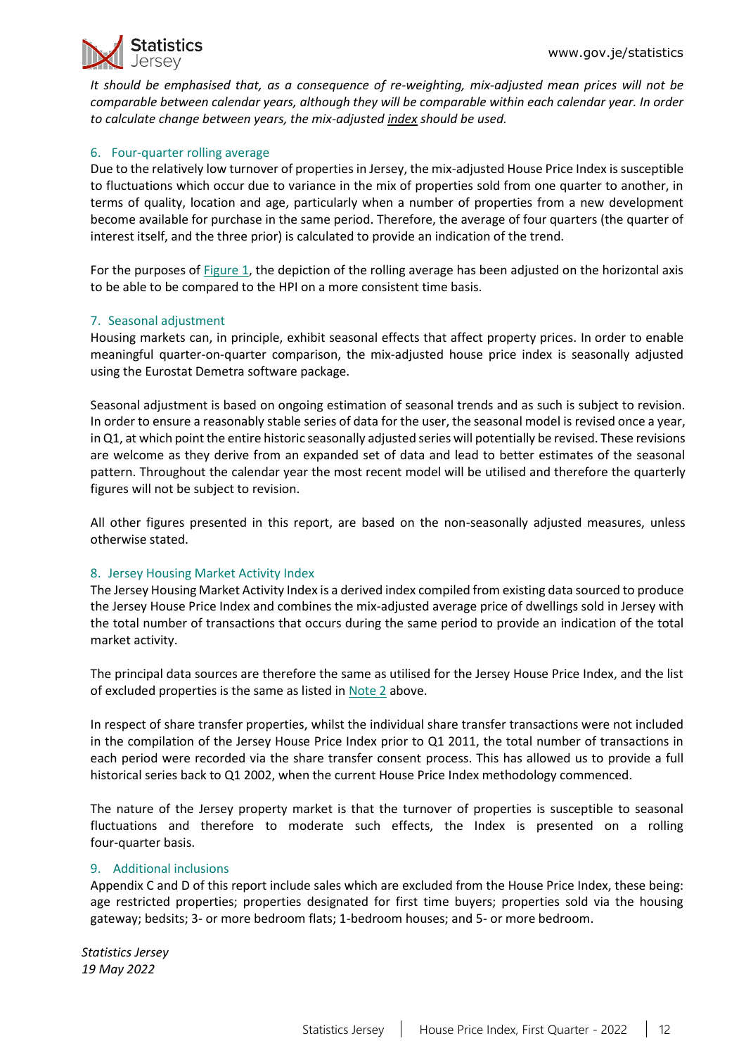*It should be emphasised that, as a consequence of re-weighting, mix-adjusted mean prices will not be comparable between calendar years, although they will be comparable within each calendar year. In order to calculate change between years, the mix-adjusted index should be used.*

### 6. Four-quarter rolling average

Due to the relatively low turnover of properties in Jersey, the mix-adjusted House Price Index is susceptible to fluctuations which occur due to variance in the mix of properties sold from one quarter to another, in terms of quality, location and age, particularly when a number of properties from a new development become available for purchase in the same period. Therefore, the average of four quarters (the quarter of interest itself, and the three prior) is calculated to provide an indication of the trend.

For the purposes of Figure 1, the depiction of the rolling average has been adjusted on the horizontal axis to be able to be compared to the HPI on a more consistent time basis.

### 7. Seasonal adjustment

Housing markets can, in principle, exhibit seasonal effects that affect property prices. In order to enable meaningful quarter-on-quarter comparison, the mix-adjusted house price index is seasonally adjusted using the Eurostat Demetra software package.

Seasonal adjustment is based on ongoing estimation of seasonal trends and as such is subject to revision. In order to ensure a reasonably stable series of data for the user, the seasonal model is revised once a year, in Q1, at which point the entire historic seasonally adjusted series will potentially be revised. These revisions are welcome as they derive from an expanded set of data and lead to better estimates of the seasonal pattern. Throughout the calendar year the most recent model will be utilised and therefore the quarterly figures will not be subject to revision.

All other figures presented in this report, are based on the non-seasonally adjusted measures, unless otherwise stated.

### 8. Jersey Housing Market Activity Index

The Jersey Housing Market Activity Index is a derived index compiled from existing data sourced to produce the Jersey House Price Index and combines the mix-adjusted average price of dwellings sold in Jersey with the total number of transactions that occurs during the same period to provide an indication of the total market activity.

The principal data sources are therefore the same as utilised for the Jersey House Price Index, and the list of excluded properties is the same as listed in Note 2 above.

In respect of share transfer properties, whilst the individual share transfer transactions were not included in the compilation of the Jersey House Price Index prior to Q1 2011, the total number of transactions in each period were recorded via the share transfer consent process. This has allowed us to provide a full historical series back to Q1 2002, when the current House Price Index methodology commenced.

The nature of the Jersey property market is that the turnover of properties is susceptible to seasonal fluctuations and therefore to moderate such effects, the Index is presented on a rolling four-quarter basis.

### 9. Additional inclusions

Appendix C and D of this report include sales which are excluded from the House Price Index, these being: age restricted properties; properties designated for first time buyers; properties sold via the housing gateway; bedsits; 3- or more bedroom flats; 1-bedroom houses; and 5- or more bedroom.

*Statistics Jersey*
*19 May 2022*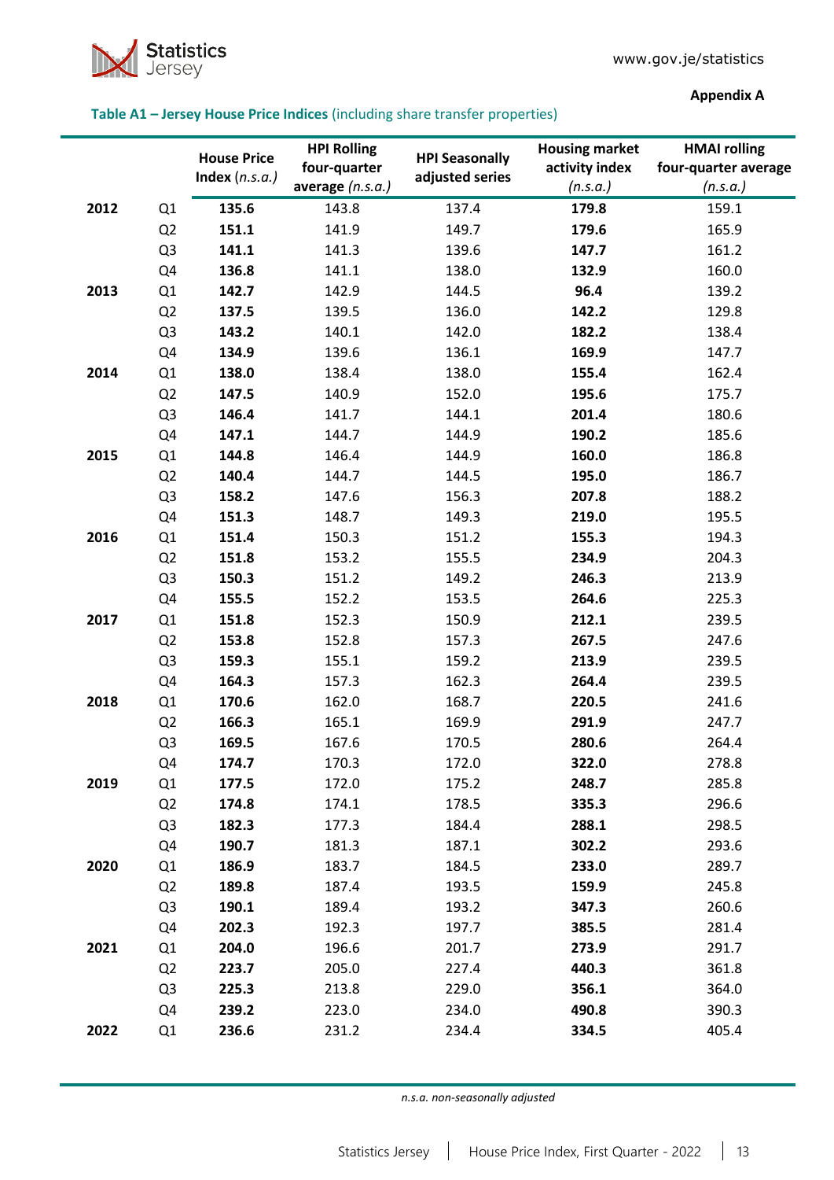Appendix A

**Table A1 – Jersey House Price Indices** (including share transfer properties)

| | | **House Price Index** (*n.s.a.*) | **HPI Rolling four-quarter average** (*n.s.a.*) | **HPI Seasonally adjusted series** | **Housing market activity index** (*n.s.a.*) | **HMAI rolling four-quarter average** (*n.s.a.*) |
|---|---|---|---|---|---|---|
| **2012** | Q1 | **135.6** | 143.8 | 137.4 | **179.8** | 159.1 |
| | Q2 | **151.1** | 141.9 | 149.7 | **179.6** | 165.9 |
| | Q3 | **141.1** | 141.3 | 139.6 | **147.7** | 161.2 |
| | Q4 | **136.8** | 141.1 | 138.0 | **132.9** | 160.0 |
| **2013** | Q1 | **142.7** | 142.9 | 144.5 | **96.4** | 139.2 |
| | Q2 | **137.5** | 139.5 | 136.0 | **142.2** | 129.8 |
| | Q3 | **143.2** | 140.1 | 142.0 | **182.2** | 138.4 |
| | Q4 | **134.9** | 139.6 | 136.1 | **169.9** | 147.7 |
| **2014** | Q1 | **138.0** | 138.4 | 138.0 | **155.4** | 162.4 |
| | Q2 | **147.5** | 140.9 | 152.0 | **195.6** | 175.7 |
| | Q3 | **146.4** | 141.7 | 144.1 | **201.4** | 180.6 |
| | Q4 | **147.1** | 144.7 | 144.9 | **190.2** | 185.6 |
| **2015** | Q1 | **144.8** | 146.4 | 144.9 | **160.0** | 186.8 |
| | Q2 | **140.4** | 144.7 | 144.5 | **195.0** | 186.7 |
| | Q3 | **158.2** | 147.6 | 156.3 | **207.8** | 188.2 |
| | Q4 | **151.3** | 148.7 | 149.3 | **219.0** | 195.5 |
| **2016** | Q1 | **151.4** | 150.3 | 151.2 | **155.3** | 194.3 |
| | Q2 | **151.8** | 153.2 | 155.5 | **234.9** | 204.3 |
| | Q3 | **150.3** | 151.2 | 149.2 | **246.3** | 213.9 |
| | Q4 | **155.5** | 152.2 | 153.5 | **264.6** | 225.3 |
| **2017** | Q1 | **151.8** | 152.3 | 150.9 | **212.1** | 239.5 |
| | Q2 | **153.8** | 152.8 | 157.3 | **267.5** | 247.6 |
| | Q3 | **159.3** | 155.1 | 159.2 | **213.9** | 239.5 |
| | Q4 | **164.3** | 157.3 | 162.3 | **264.4** | 239.5 |
| **2018** | Q1 | **170.6** | 162.0 | 168.7 | **220.5** | 241.6 |
| | Q2 | **166.3** | 165.1 | 169.9 | **291.9** | 247.7 |
| | Q3 | **169.5** | 167.6 | 170.5 | **280.6** | 264.4 |
| | Q4 | **174.7** | 170.3 | 172.0 | **322.0** | 278.8 |
| **2019** | Q1 | **177.5** | 172.0 | 175.2 | **248.7** | 285.8 |
| | Q2 | **174.8** | 174.1 | 178.5 | **335.3** | 296.6 |
| | Q3 | **182.3** | 177.3 | 184.4 | **288.1** | 298.5 |
| | Q4 | **190.7** | 181.3 | 187.1 | **302.2** | 293.6 |
| **2020** | Q1 | **186.9** | 183.7 | 184.5 | **233.0** | 289.7 |
| | Q2 | **189.8** | 187.4 | 193.5 | **159.9** | 245.8 |
| | Q3 | **190.1** | 189.4 | 193.2 | **347.3** | 260.6 |
| | Q4 | **202.3** | 192.3 | 197.7 | **385.5** | 281.4 |
| **2021** | Q1 | **204.0** | 196.6 | 201.7 | **273.9** | 291.7 |
| | Q2 | **223.7** | 205.0 | 227.4 | **440.3** | 361.8 |
| | Q3 | **225.3** | 213.8 | 229.0 | **356.1** | 364.0 |
| | Q4 | **239.2** | 223.0 | 234.0 | **490.8** | 390.3 |
| **2022** | Q1 | **236.6** | 231.2 | 234.4 | **334.5** | 405.4 |

*n.s.a. non-seasonally adjusted*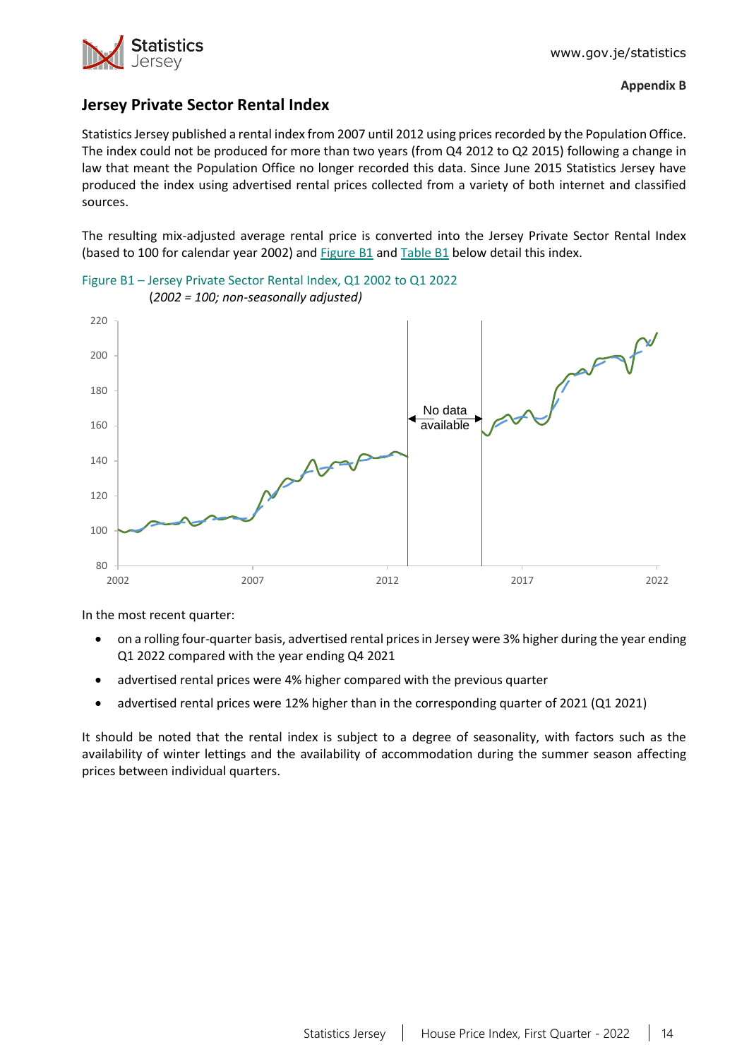**Appendix B**

## Jersey Private Sector Rental Index

Statistics Jersey published a rental index from 2007 until 2012 using prices recorded by the Population Office. The index could not be produced for more than two years (from Q4 2012 to Q2 2015) following a change in law that meant the Population Office no longer recorded this data. Since June 2015 Statistics Jersey have produced the index using advertised rental prices collected from a variety of both internet and classified sources.

The resulting mix-adjusted average rental price is converted into the Jersey Private Sector Rental Index (based to 100 for calendar year 2002) and Figure B1 and Table B1 below detail this index.

Figure B1 – Jersey Private Sector Rental Index, Q1 2002 to Q1 2022
*(2002 = 100; non-seasonally adjusted)*

In the most recent quarter:

- on a rolling four-quarter basis, advertised rental prices in Jersey were 3% higher during the year ending Q1 2022 compared with the year ending Q4 2021
- advertised rental prices were 4% higher compared with the previous quarter
- advertised rental prices were 12% higher than in the corresponding quarter of 2021 (Q1 2021)

It should be noted that the rental index is subject to a degree of seasonality, with factors such as the availability of winter lettings and the availability of accommodation during the summer season affecting prices between individual quarters.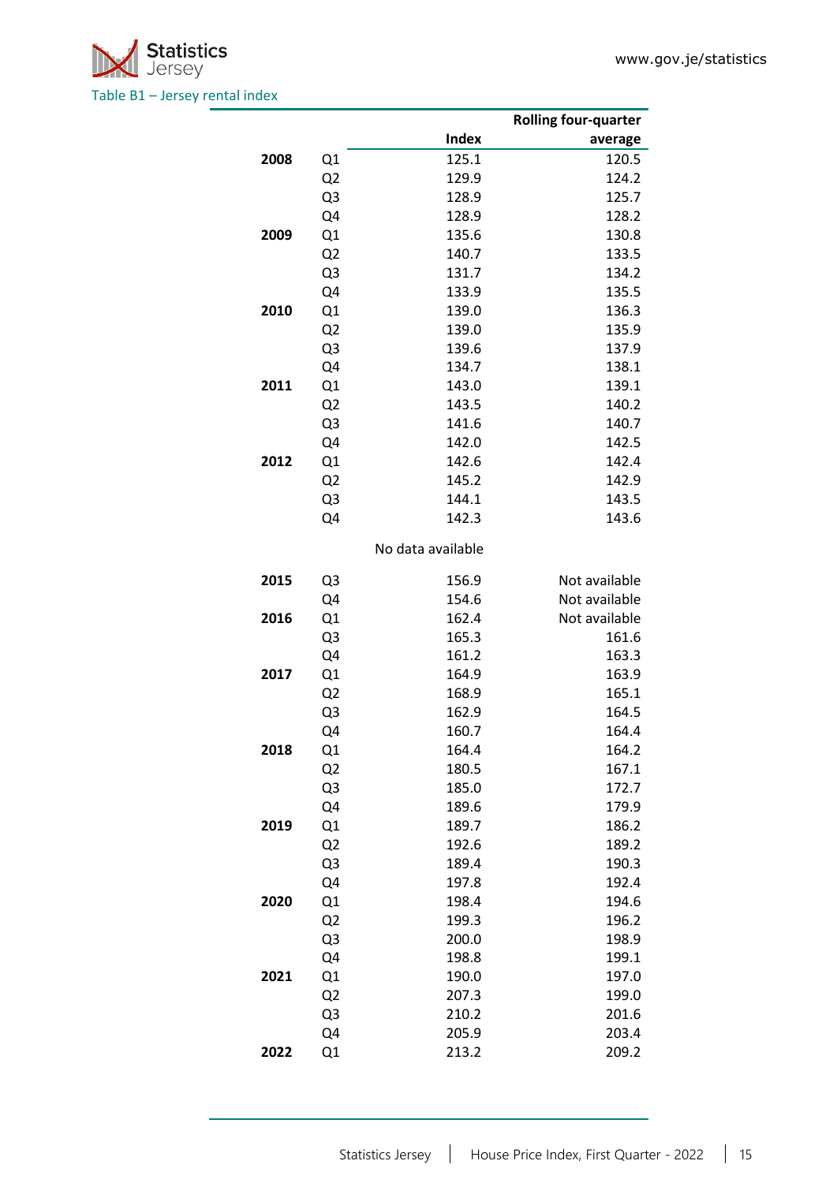Table B1 – Jersey rental index

| | | Index | Rolling four-quarter average |
|---|---|---|---|
| **2008** | Q1 | 125.1 | 120.5 |
| | Q2 | 129.9 | 124.2 |
| | Q3 | 128.9 | 125.7 |
| | Q4 | 128.9 | 128.2 |
| **2009** | Q1 | 135.6 | 130.8 |
| | Q2 | 140.7 | 133.5 |
| | Q3 | 131.7 | 134.2 |
| | Q4 | 133.9 | 135.5 |
| **2010** | Q1 | 139.0 | 136.3 |
| | Q2 | 139.0 | 135.9 |
| | Q3 | 139.6 | 137.9 |
| | Q4 | 134.7 | 138.1 |
| **2011** | Q1 | 143.0 | 139.1 |
| | Q2 | 143.5 | 140.2 |
| | Q3 | 141.6 | 140.7 |
| | Q4 | 142.0 | 142.5 |
| **2012** | Q1 | 142.6 | 142.4 |
| | Q2 | 145.2 | 142.9 |
| | Q3 | 144.1 | 143.5 |
| | Q4 | 142.3 | 143.6 |
| | | No data available | |
| **2015** | Q3 | 156.9 | Not available |
| | Q4 | 154.6 | Not available |
| **2016** | Q1 | 162.4 | Not available |
| | Q3 | 165.3 | 161.6 |
| | Q4 | 161.2 | 163.3 |
| **2017** | Q1 | 164.9 | 163.9 |
| | Q2 | 168.9 | 165.1 |
| | Q3 | 162.9 | 164.5 |
| | Q4 | 160.7 | 164.4 |
| **2018** | Q1 | 164.4 | 164.2 |
| | Q2 | 180.5 | 167.1 |
| | Q3 | 185.0 | 172.7 |
| | Q4 | 189.6 | 179.9 |
| **2019** | Q1 | 189.7 | 186.2 |
| | Q2 | 192.6 | 189.2 |
| | Q3 | 189.4 | 190.3 |
| | Q4 | 197.8 | 192.4 |
| **2020** | Q1 | 198.4 | 194.6 |
| | Q2 | 199.3 | 196.2 |
| | Q3 | 200.0 | 198.9 |
| | Q4 | 198.8 | 199.1 |
| **2021** | Q1 | 190.0 | 197.0 |
| | Q2 | 207.3 | 199.0 |
| | Q3 | 210.2 | 201.6 |
| | Q4 | 205.9 | 203.4 |
| **2022** | Q1 | 213.2 | 209.2 |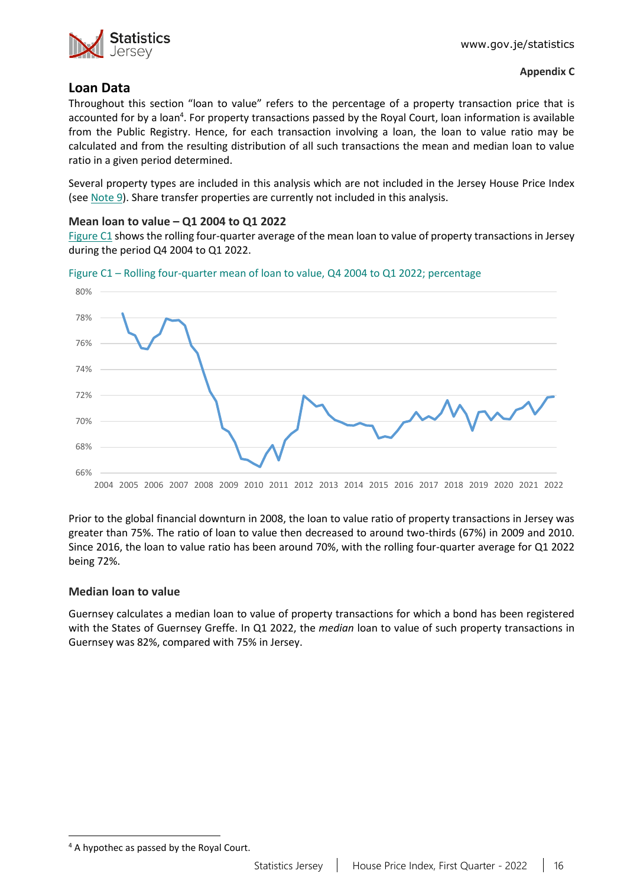**Appendix C**

## Loan Data

Throughout this section "loan to value" refers to the percentage of a property transaction price that is accounted for by a loan[4]. For property transactions passed by the Royal Court, loan information is available from the Public Registry. Hence, for each transaction involving a loan, the loan to value ratio may be calculated and from the resulting distribution of all such transactions the mean and median loan to value ratio in a given period determined.

Several property types are included in this analysis which are not included in the Jersey House Price Index (see Note 9). Share transfer properties are currently not included in this analysis.

### Mean loan to value – Q1 2004 to Q1 2022

Figure C1 shows the rolling four-quarter average of the mean loan to value of property transactions in Jersey during the period Q4 2004 to Q1 2022.

Figure C1 – Rolling four-quarter mean of loan to value, Q4 2004 to Q1 2022; percentage

Prior to the global financial downturn in 2008, the loan to value ratio of property transactions in Jersey was greater than 75%. The ratio of loan to value then decreased to around two-thirds (67%) in 2009 and 2010. Since 2016, the loan to value ratio has been around 70%, with the rolling four-quarter average for Q1 2022 being 72%.

### Median loan to value

Guernsey calculates a median loan to value of property transactions for which a bond has been registered with the States of Guernsey Greffe. In Q1 2022, the *median* loan to value of such property transactions in Guernsey was 82%, compared with 75% in Jersey.

---

[4] A hypothec as passed by the Royal Court.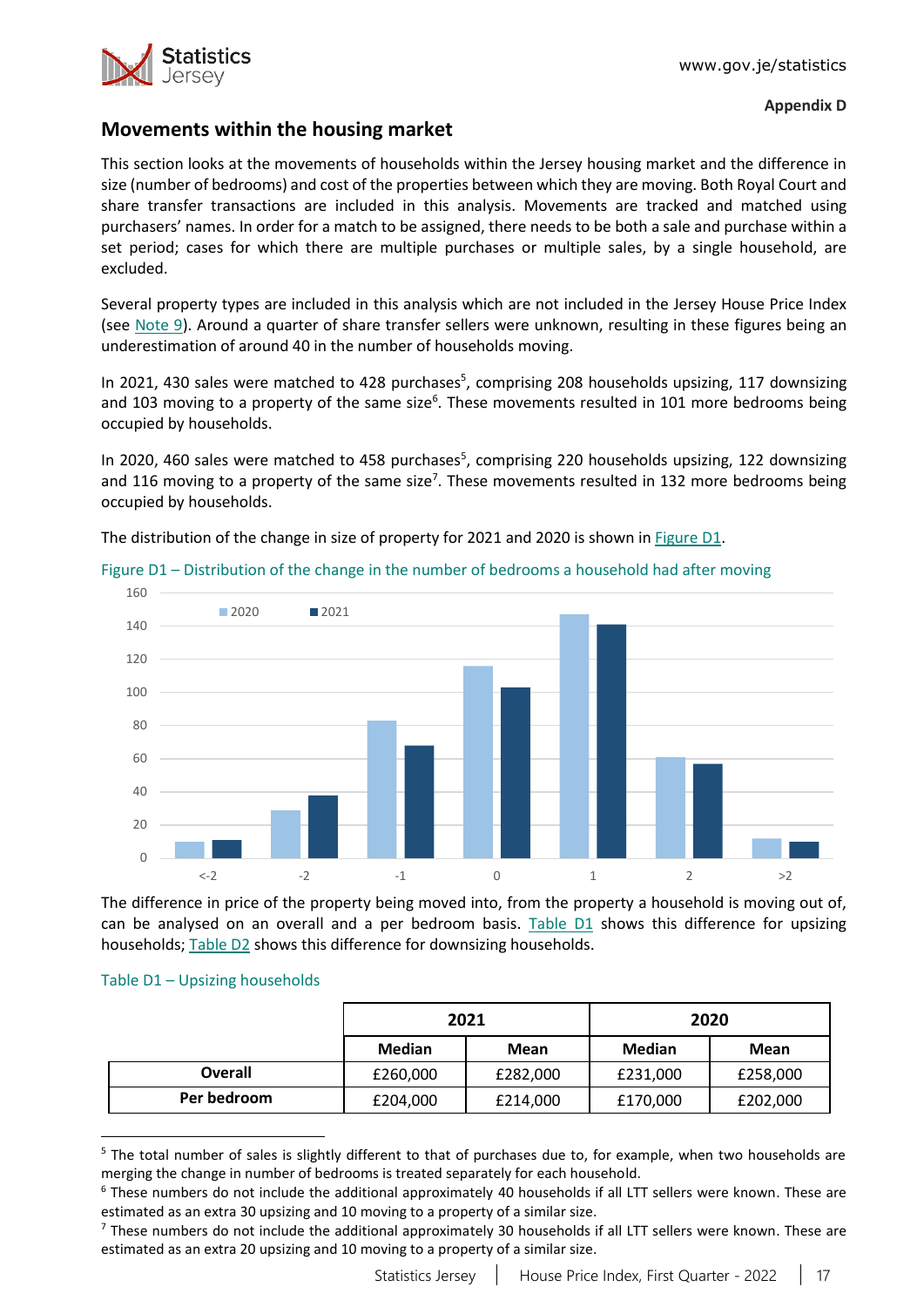**Appendix D**

## Movements within the housing market

This section looks at the movements of households within the Jersey housing market and the difference in size (number of bedrooms) and cost of the properties between which they are moving. Both Royal Court and share transfer transactions are included in this analysis. Movements are tracked and matched using purchasers' names. In order for a match to be assigned, there needs to be both a sale and purchase within a set period; cases for which there are multiple purchases or multiple sales, by a single household, are excluded.

Several property types are included in this analysis which are not included in the Jersey House Price Index (see Note 9). Around a quarter of share transfer sellers were unknown, resulting in these figures being an underestimation of around 40 in the number of households moving.

In 2021, 430 sales were matched to 428 purchases[5], comprising 208 households upsizing, 117 downsizing and 103 moving to a property of the same size[6]. These movements resulted in 101 more bedrooms being occupied by households.

In 2020, 460 sales were matched to 458 purchases[5], comprising 220 households upsizing, 122 downsizing and 116 moving to a property of the same size[7]. These movements resulted in 132 more bedrooms being occupied by households.

The distribution of the change in size of property for 2021 and 2020 is shown in Figure D1.

Figure D1 – Distribution of the change in the number of bedrooms a household had after moving

| Change in bedrooms | 2020 | 2021 |
|---|---|---|
| <-2 | 10 | 11 |
| -2 | 29 | 38 |
| -1 | 83 | 68 |
| 0 | 116 | 103 |
| 1 | 147 | 141 |
| 2 | 61 | 57 |
| >2 | 12 | 10 |

The difference in price of the property being moved into, from the property a household is moving out of, can be analysed on an overall and a per bedroom basis. Table D1 shows this difference for upsizing households; Table D2 shows this difference for downsizing households.

Table D1 – Upsizing households

| | 2021 | | 2020 | |
|---|---|---|---|---|
| | Median | Mean | Median | Mean |
| **Overall** | £260,000 | £282,000 | £231,000 | £258,000 |
| **Per bedroom** | £204,000 | £214,000 | £170,000 | £202,000 |

[5] The total number of sales is slightly different to that of purchases due to, for example, when two households are merging the change in number of bedrooms is treated separately for each household.

[6] These numbers do not include the additional approximately 40 households if all LTT sellers were known. These are estimated as an extra 30 upsizing and 10 moving to a property of a similar size.

[7] These numbers do not include the additional approximately 30 households if all LTT sellers were known. These are estimated as an extra 20 upsizing and 10 moving to a property of a similar size.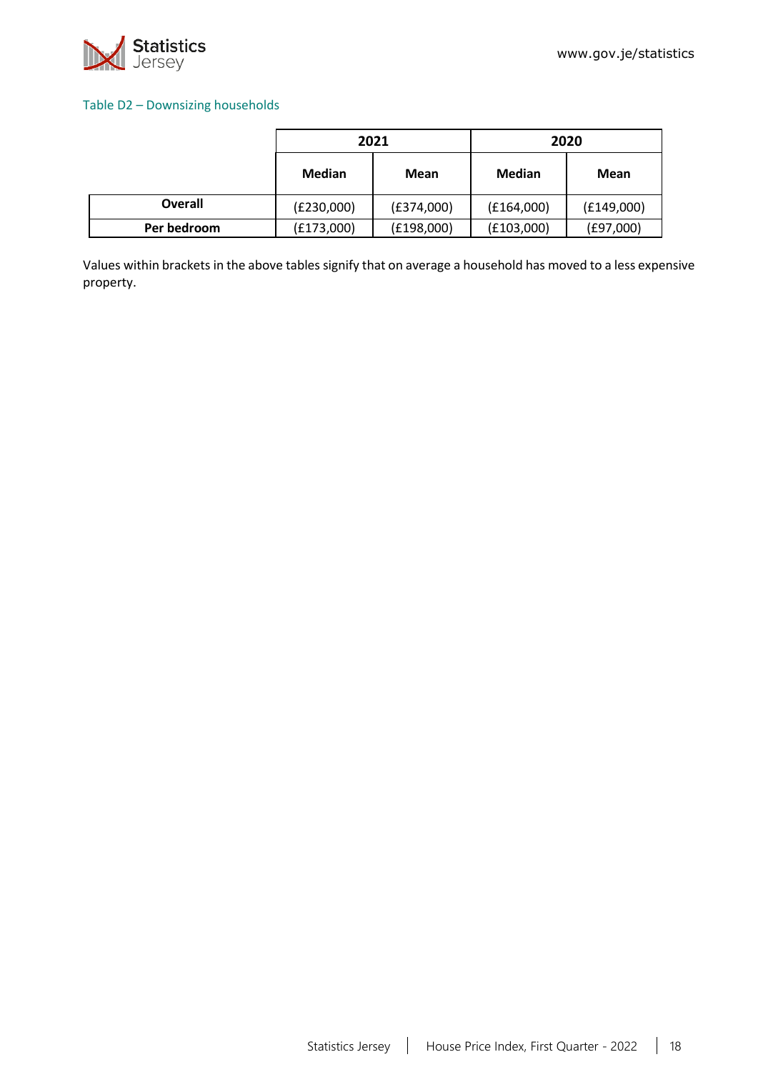Table D2 – Downsizing households

| | 2021 | | 2020 | |
|---|---|---|---|---|
| | Median | Mean | Median | Mean |
| **Overall** | (£230,000) | (£374,000) | (£164,000) | (£149,000) |
| **Per bedroom** | (£173,000) | (£198,000) | (£103,000) | (£97,000) |

Values within brackets in the above tables signify that on average a household has moved to a less expensive property.